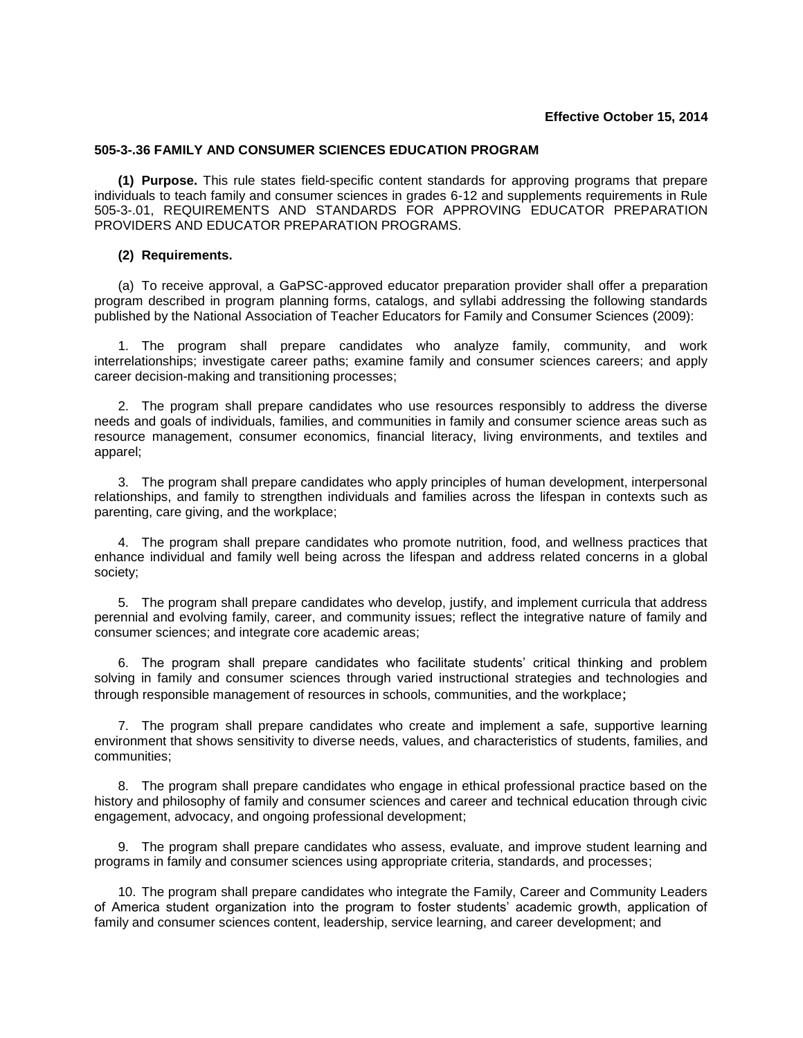**Effective October 15, 2014**

## 505-3-.36 FAMILY AND CONSUMER SCIENCES EDUCATION PROGRAM

**(1) Purpose.** This rule states field-specific content standards for approving programs that prepare individuals to teach family and consumer sciences in grades 6-12 and supplements requirements in Rule 505-3-.01, REQUIREMENTS AND STANDARDS FOR APPROVING EDUCATOR PREPARATION PROVIDERS AND EDUCATOR PREPARATION PROGRAMS.

**(2) Requirements.**

(a) To receive approval, a GaPSC-approved educator preparation provider shall offer a preparation program described in program planning forms, catalogs, and syllabi addressing the following standards published by the National Association of Teacher Educators for Family and Consumer Sciences (2009):

1. The program shall prepare candidates who analyze family, community, and work interrelationships; investigate career paths; examine family and consumer sciences careers; and apply career decision-making and transitioning processes;

2. The program shall prepare candidates who use resources responsibly to address the diverse needs and goals of individuals, families, and communities in family and consumer science areas such as resource management, consumer economics, financial literacy, living environments, and textiles and apparel;

3. The program shall prepare candidates who apply principles of human development, interpersonal relationships, and family to strengthen individuals and families across the lifespan in contexts such as parenting, care giving, and the workplace;

4. The program shall prepare candidates who promote nutrition, food, and wellness practices that enhance individual and family well being across the lifespan and address related concerns in a global society;

5. The program shall prepare candidates who develop, justify, and implement curricula that address perennial and evolving family, career, and community issues; reflect the integrative nature of family and consumer sciences; and integrate core academic areas;

6. The program shall prepare candidates who facilitate students' critical thinking and problem solving in family and consumer sciences through varied instructional strategies and technologies and through responsible management of resources in schools, communities, and the workplace;

7. The program shall prepare candidates who create and implement a safe, supportive learning environment that shows sensitivity to diverse needs, values, and characteristics of students, families, and communities;

8. The program shall prepare candidates who engage in ethical professional practice based on the history and philosophy of family and consumer sciences and career and technical education through civic engagement, advocacy, and ongoing professional development;

9. The program shall prepare candidates who assess, evaluate, and improve student learning and programs in family and consumer sciences using appropriate criteria, standards, and processes;

10. The program shall prepare candidates who integrate the Family, Career and Community Leaders of America student organization into the program to foster students' academic growth, application of family and consumer sciences content, leadership, service learning, and career development; and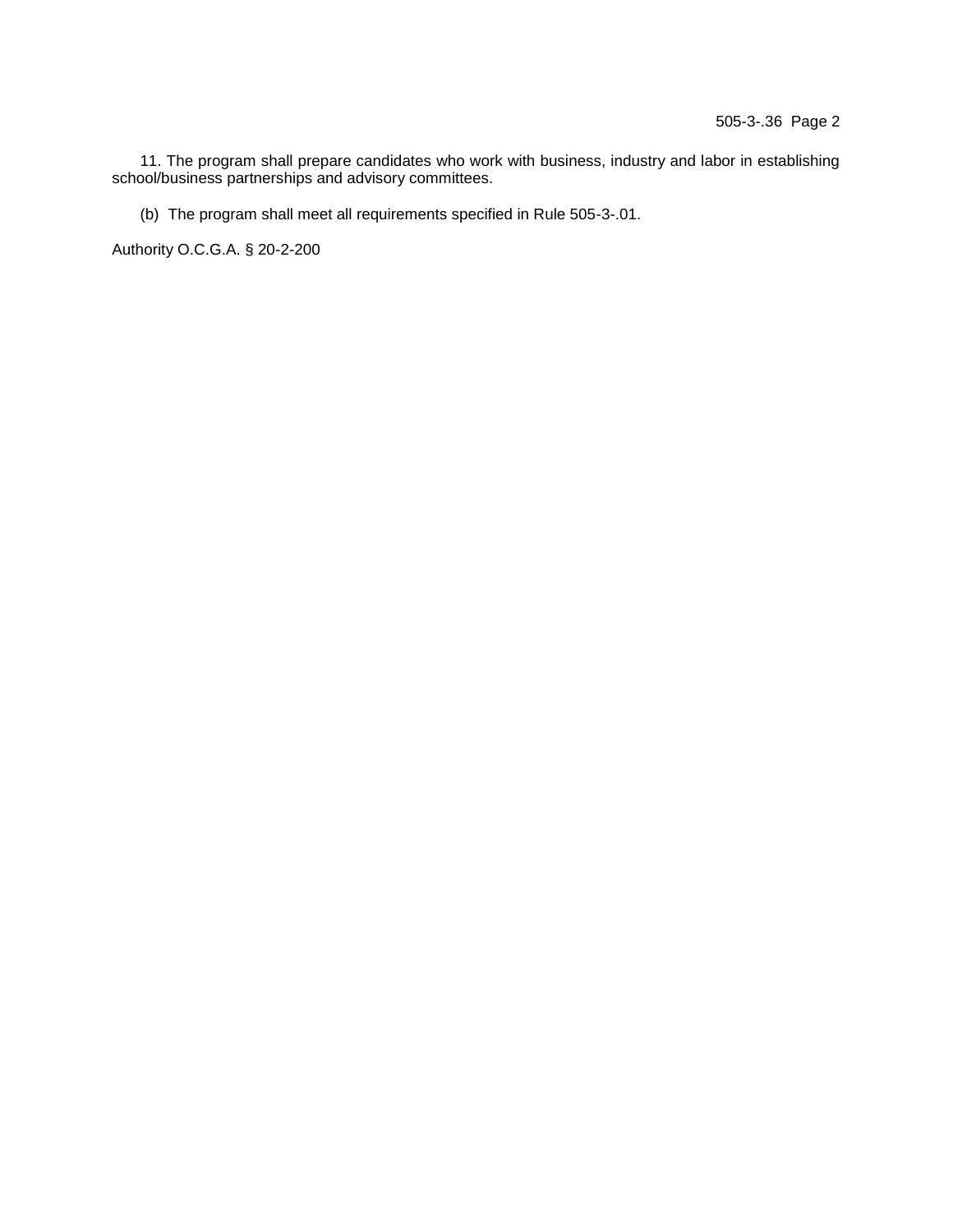11. The program shall prepare candidates who work with business, industry and labor in establishing school/business partnerships and advisory committees.

(b) The program shall meet all requirements specified in Rule 505-3-.01.

Authority O.C.G.A. § 20-2-200